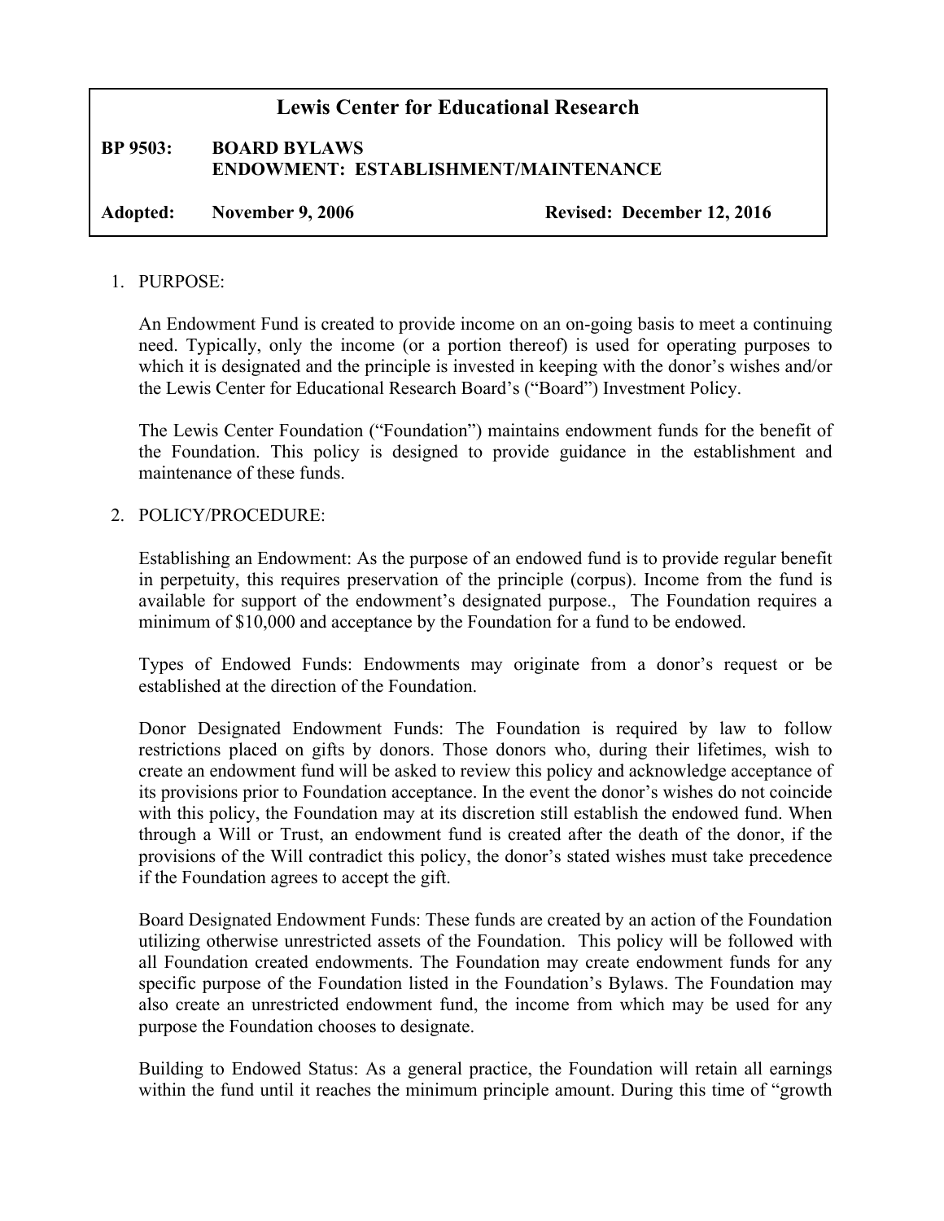# Lewis Center for Educational Research

**BP 9503: BOARD BYLAWS**
**ENDOWMENT: ESTABLISHMENT/MAINTENANCE**

**Adopted: November 9, 2006** **Revised: December 12, 2016**

1. PURPOSE:

   An Endowment Fund is created to provide income on an on-going basis to meet a continuing need. Typically, only the income (or a portion thereof) is used for operating purposes to which it is designated and the principle is invested in keeping with the donor's wishes and/or the Lewis Center for Educational Research Board's ("Board") Investment Policy.

   The Lewis Center Foundation ("Foundation") maintains endowment funds for the benefit of the Foundation. This policy is designed to provide guidance in the establishment and maintenance of these funds.

2. POLICY/PROCEDURE:

   Establishing an Endowment: As the purpose of an endowed fund is to provide regular benefit in perpetuity, this requires preservation of the principle (corpus). Income from the fund is available for support of the endowment's designated purpose., The Foundation requires a minimum of $10,000 and acceptance by the Foundation for a fund to be endowed.

   Types of Endowed Funds: Endowments may originate from a donor's request or be established at the direction of the Foundation.

   Donor Designated Endowment Funds: The Foundation is required by law to follow restrictions placed on gifts by donors. Those donors who, during their lifetimes, wish to create an endowment fund will be asked to review this policy and acknowledge acceptance of its provisions prior to Foundation acceptance. In the event the donor's wishes do not coincide with this policy, the Foundation may at its discretion still establish the endowed fund. When through a Will or Trust, an endowment fund is created after the death of the donor, if the provisions of the Will contradict this policy, the donor's stated wishes must take precedence if the Foundation agrees to accept the gift.

   Board Designated Endowment Funds: These funds are created by an action of the Foundation utilizing otherwise unrestricted assets of the Foundation. This policy will be followed with all Foundation created endowments. The Foundation may create endowment funds for any specific purpose of the Foundation listed in the Foundation's Bylaws. The Foundation may also create an unrestricted endowment fund, the income from which may be used for any purpose the Foundation chooses to designate.

   Building to Endowed Status: As a general practice, the Foundation will retain all earnings within the fund until it reaches the minimum principle amount. During this time of "growth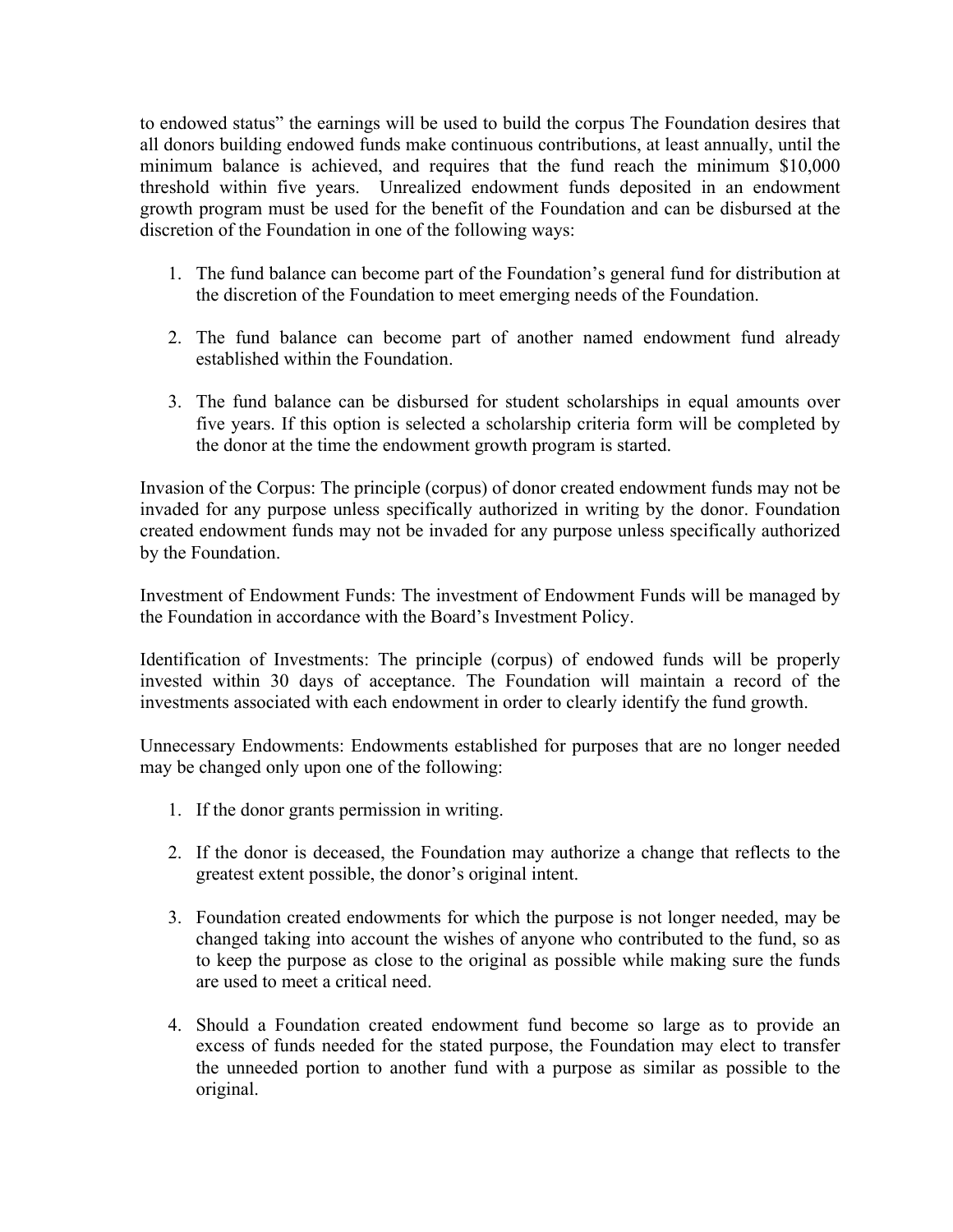to endowed status" the earnings will be used to build the corpus The Foundation desires that all donors building endowed funds make continuous contributions, at least annually, until the minimum balance is achieved, and requires that the fund reach the minimum $10,000 threshold within five years. Unrealized endowment funds deposited in an endowment growth program must be used for the benefit of the Foundation and can be disbursed at the discretion of the Foundation in one of the following ways:

1. The fund balance can become part of the Foundation's general fund for distribution at the discretion of the Foundation to meet emerging needs of the Foundation.

2. The fund balance can become part of another named endowment fund already established within the Foundation.

3. The fund balance can be disbursed for student scholarships in equal amounts over five years. If this option is selected a scholarship criteria form will be completed by the donor at the time the endowment growth program is started.

Invasion of the Corpus: The principle (corpus) of donor created endowment funds may not be invaded for any purpose unless specifically authorized in writing by the donor. Foundation created endowment funds may not be invaded for any purpose unless specifically authorized by the Foundation.

Investment of Endowment Funds: The investment of Endowment Funds will be managed by the Foundation in accordance with the Board's Investment Policy.

Identification of Investments: The principle (corpus) of endowed funds will be properly invested within 30 days of acceptance. The Foundation will maintain a record of the investments associated with each endowment in order to clearly identify the fund growth.

Unnecessary Endowments: Endowments established for purposes that are no longer needed may be changed only upon one of the following:

1. If the donor grants permission in writing.

2. If the donor is deceased, the Foundation may authorize a change that reflects to the greatest extent possible, the donor's original intent.

3. Foundation created endowments for which the purpose is not longer needed, may be changed taking into account the wishes of anyone who contributed to the fund, so as to keep the purpose as close to the original as possible while making sure the funds are used to meet a critical need.

4. Should a Foundation created endowment fund become so large as to provide an excess of funds needed for the stated purpose, the Foundation may elect to transfer the unneeded portion to another fund with a purpose as similar as possible to the original.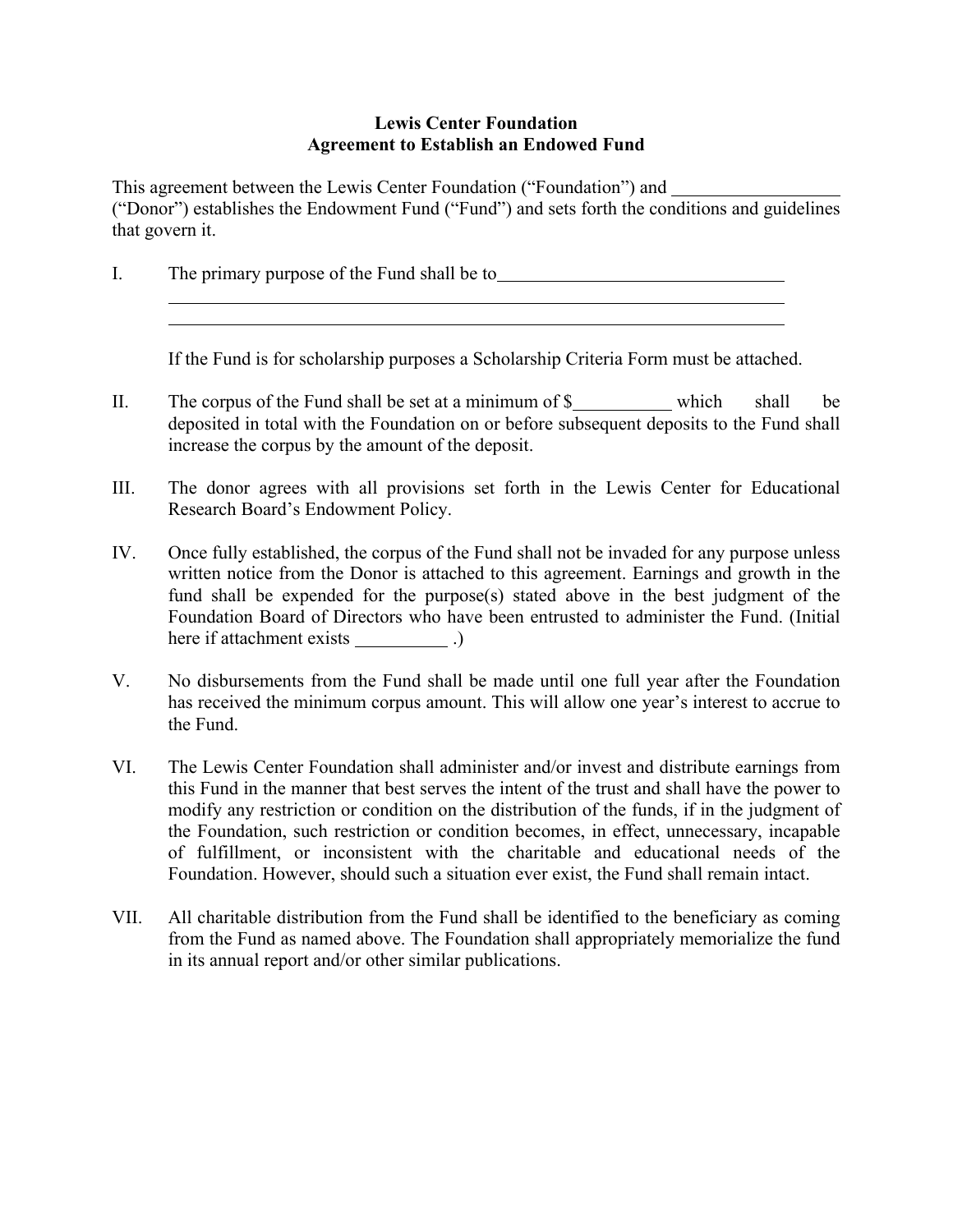**Lewis Center Foundation**
**Agreement to Establish an Endowed Fund**

This agreement between the Lewis Center Foundation ("Foundation") and __________________ ("Donor") establishes the Endowment Fund ("Fund") and sets forth the conditions and guidelines that govern it.

I. The primary purpose of the Fund shall be to________________________________
_________________________________________________________________________
_________________________________________________________________________

If the Fund is for scholarship purposes a Scholarship Criteria Form must be attached.

II. The corpus of the Fund shall be set at a minimum of $___________ which shall be deposited in total with the Foundation on or before subsequent deposits to the Fund shall increase the corpus by the amount of the deposit.

III. The donor agrees with all provisions set forth in the Lewis Center for Educational Research Board's Endowment Policy.

IV. Once fully established, the corpus of the Fund shall not be invaded for any purpose unless written notice from the Donor is attached to this agreement. Earnings and growth in the fund shall be expended for the purpose(s) stated above in the best judgment of the Foundation Board of Directors who have been entrusted to administer the Fund. (Initial here if attachment exists __________ .)

V. No disbursements from the Fund shall be made until one full year after the Foundation has received the minimum corpus amount. This will allow one year's interest to accrue to the Fund.

VI. The Lewis Center Foundation shall administer and/or invest and distribute earnings from this Fund in the manner that best serves the intent of the trust and shall have the power to modify any restriction or condition on the distribution of the funds, if in the judgment of the Foundation, such restriction or condition becomes, in effect, unnecessary, incapable of fulfillment, or inconsistent with the charitable and educational needs of the Foundation. However, should such a situation ever exist, the Fund shall remain intact.

VII. All charitable distribution from the Fund shall be identified to the beneficiary as coming from the Fund as named above. The Foundation shall appropriately memorialize the fund in its annual report and/or other similar publications.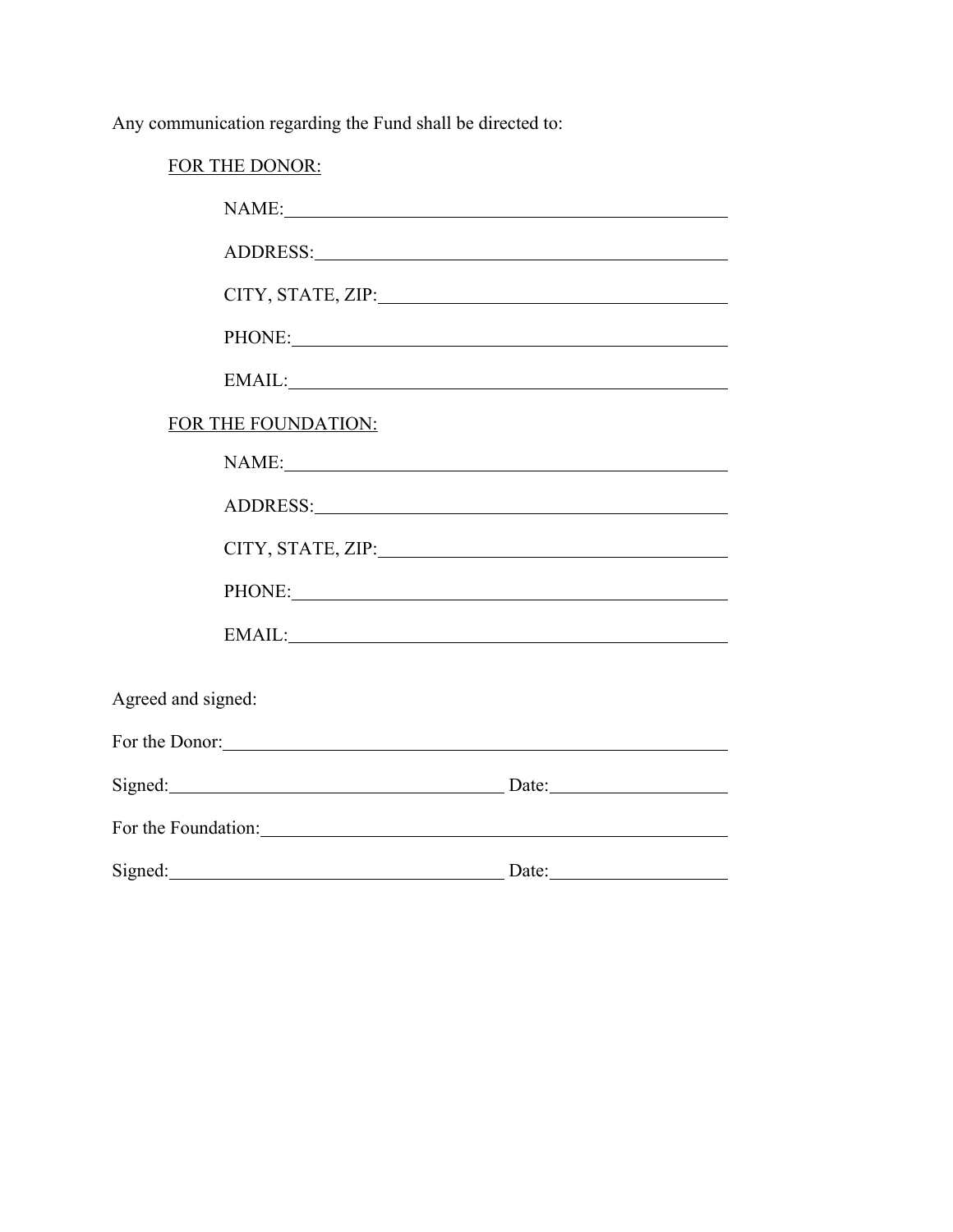Any communication regarding the Fund shall be directed to:

<u>FOR THE DONOR:</u>

NAME:\_\_\_\_\_\_\_\_\_\_\_\_\_\_\_\_\_\_\_\_\_\_\_\_\_\_\_\_\_\_\_\_\_\_\_\_\_\_\_\_

ADDRESS:\_\_\_\_\_\_\_\_\_\_\_\_\_\_\_\_\_\_\_\_\_\_\_\_\_\_\_\_\_\_\_\_\_\_\_\_\_\_\_

CITY, STATE, ZIP:\_\_\_\_\_\_\_\_\_\_\_\_\_\_\_\_\_\_\_\_\_\_\_\_\_\_\_\_\_\_\_\_

PHONE:\_\_\_\_\_\_\_\_\_\_\_\_\_\_\_\_\_\_\_\_\_\_\_\_\_\_\_\_\_\_\_\_\_\_\_\_\_\_\_\_

EMAIL:\_\_\_\_\_\_\_\_\_\_\_\_\_\_\_\_\_\_\_\_\_\_\_\_\_\_\_\_\_\_\_\_\_\_\_\_\_\_\_\_

<u>FOR THE FOUNDATION:</u>

NAME:\_\_\_\_\_\_\_\_\_\_\_\_\_\_\_\_\_\_\_\_\_\_\_\_\_\_\_\_\_\_\_\_\_\_\_\_\_\_\_\_

ADDRESS:\_\_\_\_\_\_\_\_\_\_\_\_\_\_\_\_\_\_\_\_\_\_\_\_\_\_\_\_\_\_\_\_\_\_\_\_\_\_\_

CITY, STATE, ZIP:\_\_\_\_\_\_\_\_\_\_\_\_\_\_\_\_\_\_\_\_\_\_\_\_\_\_\_\_\_\_\_\_

PHONE:\_\_\_\_\_\_\_\_\_\_\_\_\_\_\_\_\_\_\_\_\_\_\_\_\_\_\_\_\_\_\_\_\_\_\_\_\_\_\_\_

EMAIL:\_\_\_\_\_\_\_\_\_\_\_\_\_\_\_\_\_\_\_\_\_\_\_\_\_\_\_\_\_\_\_\_\_\_\_\_\_\_\_\_

Agreed and signed:

For the Donor:\_\_\_\_\_\_\_\_\_\_\_\_\_\_\_\_\_\_\_\_\_\_\_\_\_\_\_\_\_\_\_\_\_\_\_\_\_\_\_\_\_\_\_\_\_\_\_\_

Signed:\_\_\_\_\_\_\_\_\_\_\_\_\_\_\_\_\_\_\_\_\_\_\_\_\_\_\_\_\_\_\_\_ Date:\_\_\_\_\_\_\_\_\_\_\_\_\_\_\_\_

For the Foundation:\_\_\_\_\_\_\_\_\_\_\_\_\_\_\_\_\_\_\_\_\_\_\_\_\_\_\_\_\_\_\_\_\_\_\_\_\_\_\_\_\_\_\_

Signed:\_\_\_\_\_\_\_\_\_\_\_\_\_\_\_\_\_\_\_\_\_\_\_\_\_\_\_\_\_\_\_\_ Date:\_\_\_\_\_\_\_\_\_\_\_\_\_\_\_\_